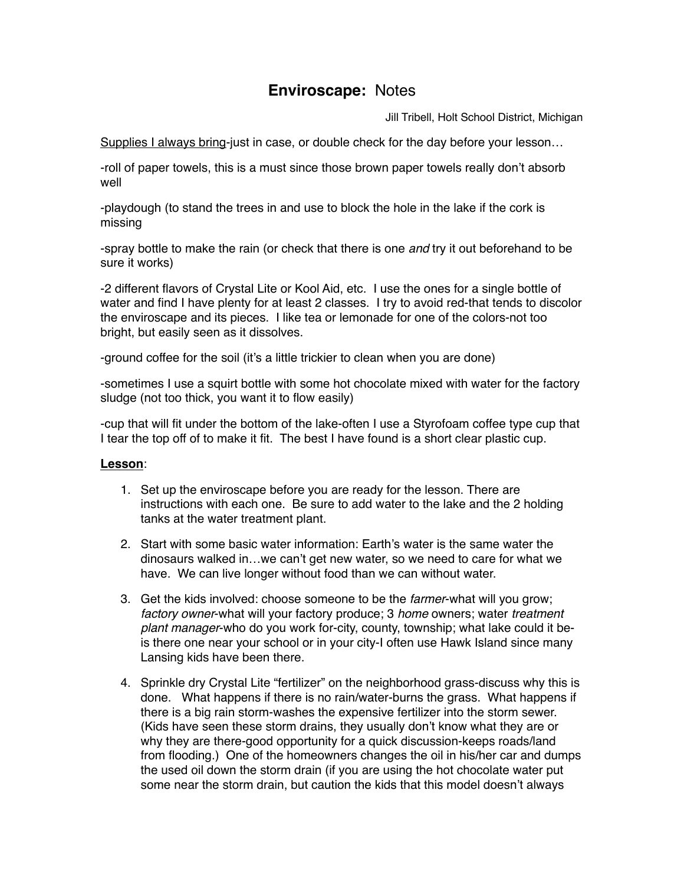# **Enviroscape:** Notes

Jill Tribell, Holt School District, Michigan

Supplies I always bring-just in case, or double check for the day before your lesson…

-roll of paper towels, this is a must since those brown paper towels really don't absorb well

-playdough (to stand the trees in and use to block the hole in the lake if the cork is missing

-spray bottle to make the rain (or check that there is one *and* try it out beforehand to be sure it works)

-2 different flavors of Crystal Lite or Kool Aid, etc. I use the ones for a single bottle of water and find I have plenty for at least 2 classes. I try to avoid red-that tends to discolor the enviroscape and its pieces. I like tea or lemonade for one of the colors-not too bright, but easily seen as it dissolves.

-ground coffee for the soil (it's a little trickier to clean when you are done)

-sometimes I use a squirt bottle with some hot chocolate mixed with water for the factory sludge (not too thick, you want it to flow easily)

-cup that will fit under the bottom of the lake-often I use a Styrofoam coffee type cup that I tear the top off of to make it fit. The best I have found is a short clear plastic cup.

**Lesson**:

1. Set up the enviroscape before you are ready for the lesson. There are instructions with each one. Be sure to add water to the lake and the 2 holding tanks at the water treatment plant.

2. Start with some basic water information: Earth's water is the same water the dinosaurs walked in…we can't get new water, so we need to care for what we have. We can live longer without food than we can without water.

3. Get the kids involved: choose someone to be the *farmer*-what will you grow; *factory owner*-what will your factory produce; 3 *home* owners; water *treatment plant manager*-who do you work for-city, county, township; what lake could it be-is there one near your school or in your city-I often use Hawk Island since many Lansing kids have been there.

4. Sprinkle dry Crystal Lite "fertilizer" on the neighborhood grass-discuss why this is done. What happens if there is no rain/water-burns the grass. What happens if there is a big rain storm-washes the expensive fertilizer into the storm sewer. (Kids have seen these storm drains, they usually don't know what they are or why they are there-good opportunity for a quick discussion-keeps roads/land from flooding.) One of the homeowners changes the oil in his/her car and dumps the used oil down the storm drain (if you are using the hot chocolate water put some near the storm drain, but caution the kids that this model doesn't always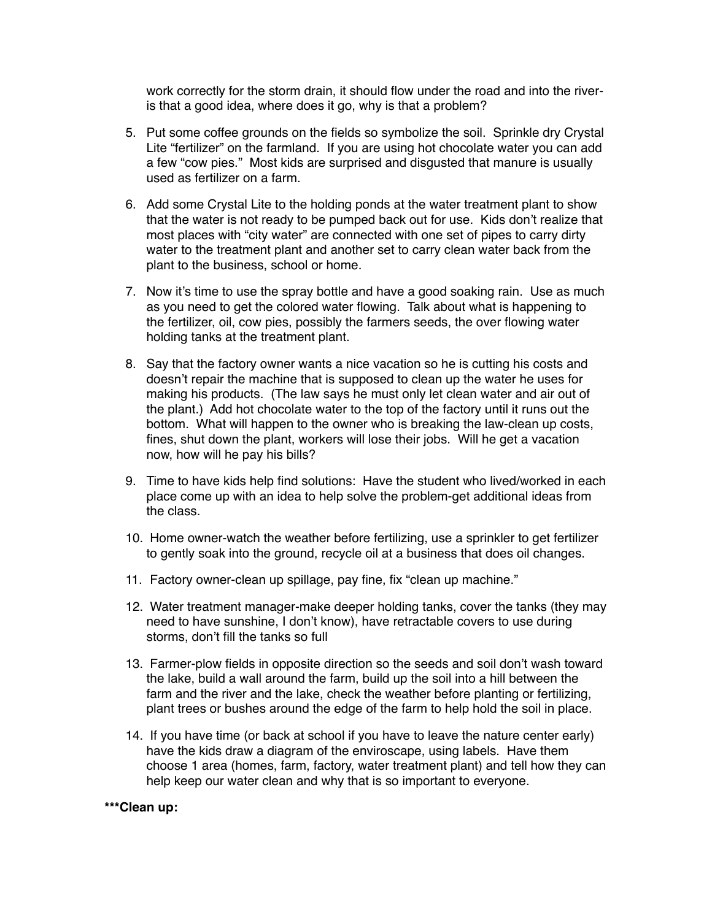work correctly for the storm drain, it should flow under the road and into the river-is that a good idea, where does it go, why is that a problem?

5. Put some coffee grounds on the fields so symbolize the soil. Sprinkle dry Crystal Lite "fertilizer" on the farmland. If you are using hot chocolate water you can add a few "cow pies." Most kids are surprised and disgusted that manure is usually used as fertilizer on a farm.

6. Add some Crystal Lite to the holding ponds at the water treatment plant to show that the water is not ready to be pumped back out for use. Kids don't realize that most places with "city water" are connected with one set of pipes to carry dirty water to the treatment plant and another set to carry clean water back from the plant to the business, school or home.

7. Now it's time to use the spray bottle and have a good soaking rain. Use as much as you need to get the colored water flowing. Talk about what is happening to the fertilizer, oil, cow pies, possibly the farmers seeds, the over flowing water holding tanks at the treatment plant.

8. Say that the factory owner wants a nice vacation so he is cutting his costs and doesn't repair the machine that is supposed to clean up the water he uses for making his products. (The law says he must only let clean water and air out of the plant.) Add hot chocolate water to the top of the factory until it runs out the bottom. What will happen to the owner who is breaking the law-clean up costs, fines, shut down the plant, workers will lose their jobs. Will he get a vacation now, how will he pay his bills?

9. Time to have kids help find solutions: Have the student who lived/worked in each place come up with an idea to help solve the problem-get additional ideas from the class.

10. Home owner-watch the weather before fertilizing, use a sprinkler to get fertilizer to gently soak into the ground, recycle oil at a business that does oil changes.

11. Factory owner-clean up spillage, pay fine, fix "clean up machine."

12. Water treatment manager-make deeper holding tanks, cover the tanks (they may need to have sunshine, I don't know), have retractable covers to use during storms, don't fill the tanks so full

13. Farmer-plow fields in opposite direction so the seeds and soil don't wash toward the lake, build a wall around the farm, build up the soil into a hill between the farm and the river and the lake, check the weather before planting or fertilizing, plant trees or bushes around the edge of the farm to help hold the soil in place.

14. If you have time (or back at school if you have to leave the nature center early) have the kids draw a diagram of the enviroscape, using labels. Have them choose 1 area (homes, farm, factory, water treatment plant) and tell how they can help keep our water clean and why that is so important to everyone.

**\*\*\*Clean up:**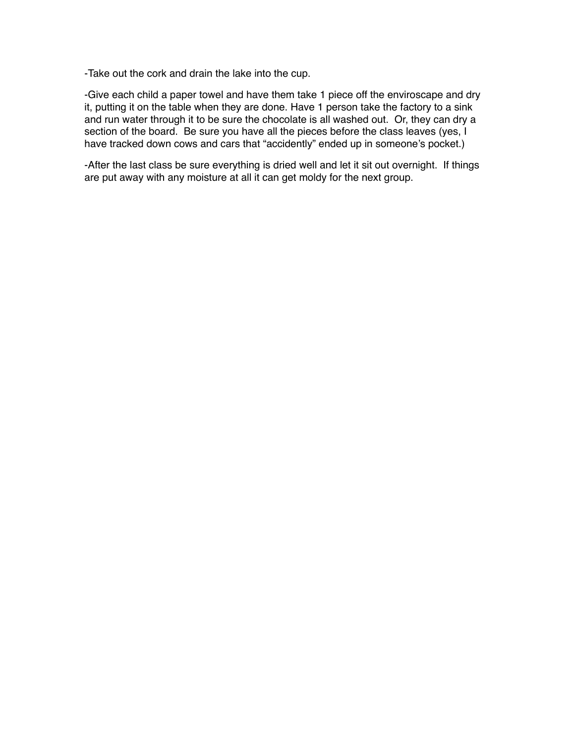-Take out the cork and drain the lake into the cup.

-Give each child a paper towel and have them take 1 piece off the enviroscape and dry it, putting it on the table when they are done. Have 1 person take the factory to a sink and run water through it to be sure the chocolate is all washed out. Or, they can dry a section of the board. Be sure you have all the pieces before the class leaves (yes, I have tracked down cows and cars that "accidently" ended up in someone's pocket.)

-After the last class be sure everything is dried well and let it sit out overnight. If things are put away with any moisture at all it can get moldy for the next group.